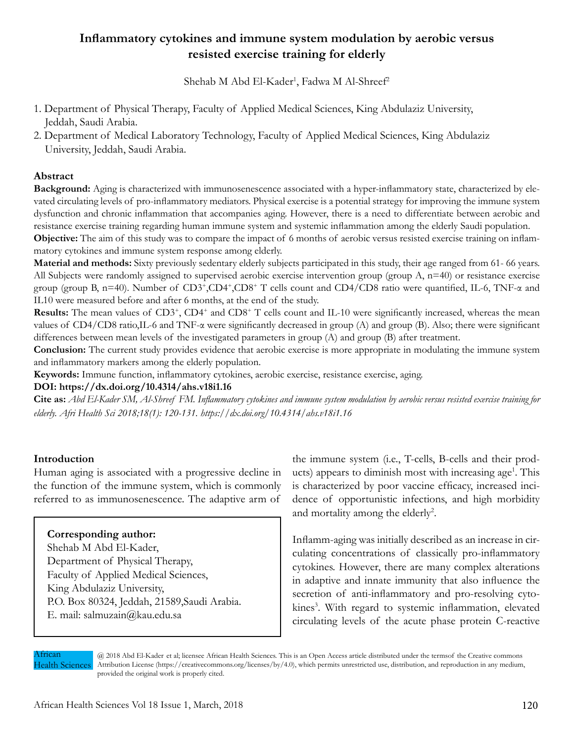# Inflammatory cytokines and immune system modulation by aerobic versus resisted exercise training for elderly

Shehab M Abd El-Kader[1], Fadwa M Al-Shreef[2]

1. Department of Physical Therapy, Faculty of Applied Medical Sciences, King Abdulaziz University, Jeddah, Saudi Arabia.
2. Department of Medical Laboratory Technology, Faculty of Applied Medical Sciences, King Abdulaziz University, Jeddah, Saudi Arabia.

## Abstract

**Background:** Aging is characterized with immunosenescence associated with a hyper-inflammatory state, characterized by elevated circulating levels of pro-inflammatory mediators. Physical exercise is a potential strategy for improving the immune system dysfunction and chronic inflammation that accompanies aging. However, there is a need to differentiate between aerobic and resistance exercise training regarding human immune system and systemic inflammation among the elderly Saudi population.

**Objective:** The aim of this study was to compare the impact of 6 months of aerobic versus resisted exercise training on inflammatory cytokines and immune system response among elderly.

**Material and methods:** Sixty previously sedentary elderly subjects participated in this study, their age ranged from 61- 66 years. All Subjects were randomly assigned to supervised aerobic exercise intervention group (group A, n=40) or resistance exercise group (group B, n=40). Number of $CD3^{+}$,$CD4^{+}$,$CD8^{+}$ T cells count and CD4/CD8 ratio were quantified, IL-6, TNF-α and IL10 were measured before and after 6 months, at the end of the study.

**Results:** The mean values of $CD3^{+}$, $CD4^{+}$ and $CD8^{+}$ T cells count and IL-10 were significantly increased, whereas the mean values of CD4/CD8 ratio,IL-6 and TNF-α were significantly decreased in group (A) and group (B). Also; there were significant differences between mean levels of the investigated parameters in group (A) and group (B) after treatment.

**Conclusion:** The current study provides evidence that aerobic exercise is more appropriate in modulating the immune system and inflammatory markers among the elderly population.

**Keywords:** Immune function, inflammatory cytokines, aerobic exercise, resistance exercise, aging.

**DOI: https://dx.doi.org/10.4314/ahs.v18i1.16**

**Cite as:** *Abd El-Kader SM, Al-Shreef FM. Inflammatory cytokines and immune system modulation by aerobic versus resisted exercise training for elderly. Afri Health Sci 2018;18(1): 120-131. https://dx.doi.org/10.4314/ahs.v18i1.16*

## Introduction

Human aging is associated with a progressive decline in the function of the immune system, which is commonly referred to as immunosenescence. The adaptive arm of the immune system (i.e., T-cells, B-cells and their products) appears to diminish most with increasing age[1]. This is characterized by poor vaccine efficacy, increased incidence of opportunistic infections, and high morbidity and mortality among the elderly[2].

Inflamm-aging was initially described as an increase in circulating concentrations of classically pro-inflammatory cytokines. However, there are many complex alterations in adaptive and innate immunity that also influence the secretion of anti-inflammatory and pro-resolving cytokines[3]. With regard to systemic inflammation, elevated circulating levels of the acute phase protein C-reactive

**Corresponding author:**
Shehab M Abd El-Kader,
Department of Physical Therapy,
Faculty of Applied Medical Sciences,
King Abdulaziz University,
P.O. Box 80324, Jeddah, 21589,Saudi Arabia.
E. mail: salmuzain@kau.edu.sa

African Health Sciences @ 2018 Abd El-Kader et al; licensee African Health Sciences. This is an Open Access article distributed under the termsof the Creative commons Attribution License (https://creativecommons.org/licenses/by/4.0), which permits unrestricted use, distribution, and reproduction in any medium, provided the original work is properly cited.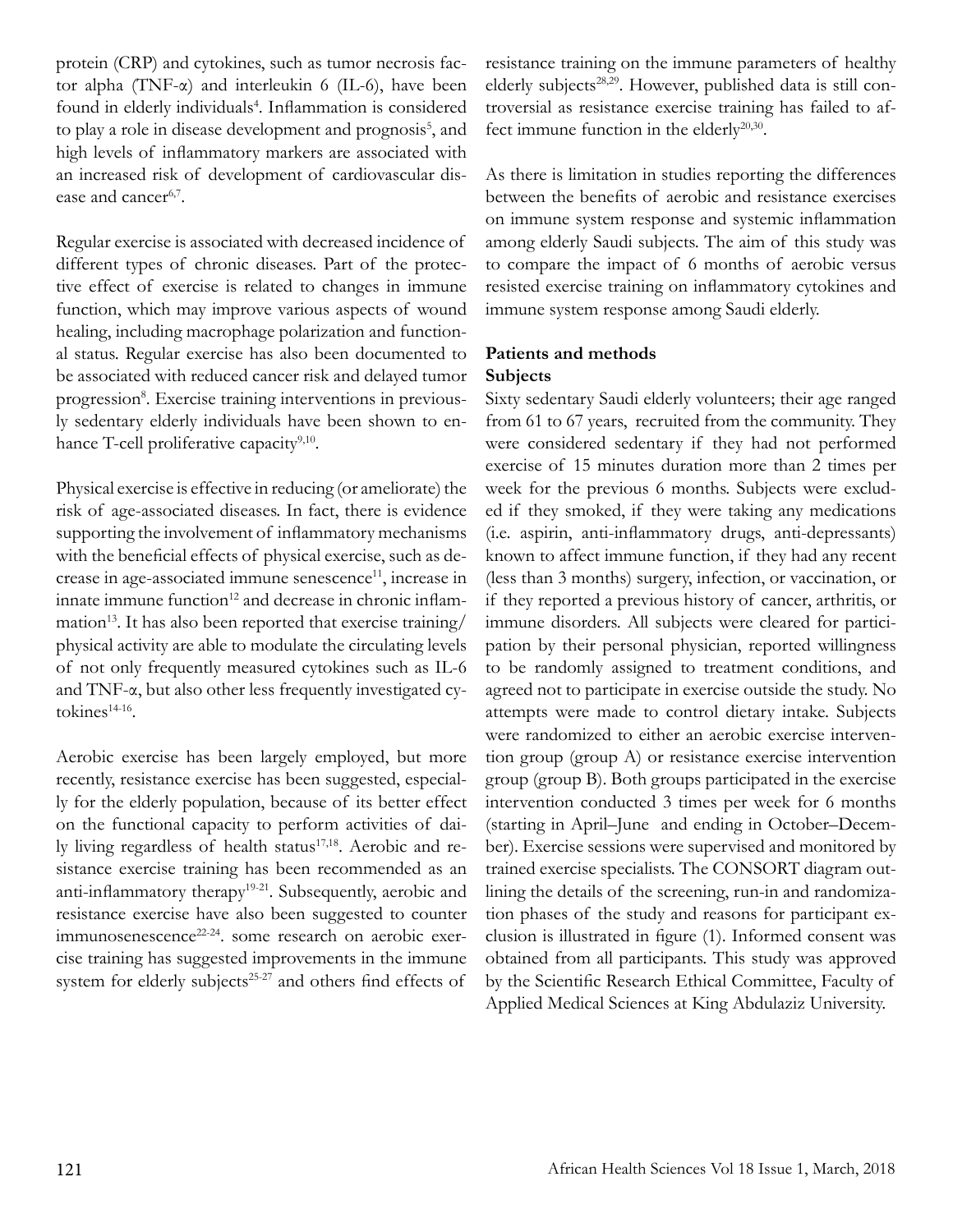protein (CRP) and cytokines, such as tumor necrosis factor alpha (TNF-α) and interleukin 6 (IL-6), have been found in elderly individuals[4]. Inflammation is considered to play a role in disease development and prognosis[5], and high levels of inflammatory markers are associated with an increased risk of development of cardiovascular disease and cancer[6,7].

Regular exercise is associated with decreased incidence of different types of chronic diseases. Part of the protective effect of exercise is related to changes in immune function, which may improve various aspects of wound healing, including macrophage polarization and functional status. Regular exercise has also been documented to be associated with reduced cancer risk and delayed tumor progression[8]. Exercise training interventions in previously sedentary elderly individuals have been shown to enhance T-cell proliferative capacity[9,10].

Physical exercise is effective in reducing (or ameliorate) the risk of age-associated diseases. In fact, there is evidence supporting the involvement of inflammatory mechanisms with the beneficial effects of physical exercise, such as decrease in age-associated immune senescence[11], increase in innate immune function[12] and decrease in chronic inflammation[13]. It has also been reported that exercise training/physical activity are able to modulate the circulating levels of not only frequently measured cytokines such as IL-6 and TNF-α, but also other less frequently investigated cytokines[14-16].

Aerobic exercise has been largely employed, but more recently, resistance exercise has been suggested, especially for the elderly population, because of its better effect on the functional capacity to perform activities of daily living regardless of health status[17,18]. Aerobic and resistance exercise training has been recommended as an anti-inflammatory therapy[19-21]. Subsequently, aerobic and resistance exercise have also been suggested to counter immunosenescence[22-24]. some research on aerobic exercise training has suggested improvements in the immune system for elderly subjects[25-27] and others find effects of resistance training on the immune parameters of healthy elderly subjects[28,29]. However, published data is still controversial as resistance exercise training has failed to affect immune function in the elderly[20,30].

As there is limitation in studies reporting the differences between the benefits of aerobic and resistance exercises on immune system response and systemic inflammation among elderly Saudi subjects. The aim of this study was to compare the impact of 6 months of aerobic versus resisted exercise training on inflammatory cytokines and immune system response among Saudi elderly.

## Patients and methods

### Subjects

Sixty sedentary Saudi elderly volunteers; their age ranged from 61 to 67 years, recruited from the community. They were considered sedentary if they had not performed exercise of 15 minutes duration more than 2 times per week for the previous 6 months. Subjects were excluded if they smoked, if they were taking any medications (i.e. aspirin, anti-inflammatory drugs, anti-depressants) known to affect immune function, if they had any recent (less than 3 months) surgery, infection, or vaccination, or if they reported a previous history of cancer, arthritis, or immune disorders. All subjects were cleared for participation by their personal physician, reported willingness to be randomly assigned to treatment conditions, and agreed not to participate in exercise outside the study. No attempts were made to control dietary intake. Subjects were randomized to either an aerobic exercise intervention group (group A) or resistance exercise intervention group (group B). Both groups participated in the exercise intervention conducted 3 times per week for 6 months (starting in April–June and ending in October–December). Exercise sessions were supervised and monitored by trained exercise specialists. The CONSORT diagram outlining the details of the screening, run-in and randomization phases of the study and reasons for participant exclusion is illustrated in figure (1). Informed consent was obtained from all participants. This study was approved by the Scientific Research Ethical Committee, Faculty of Applied Medical Sciences at King Abdulaziz University.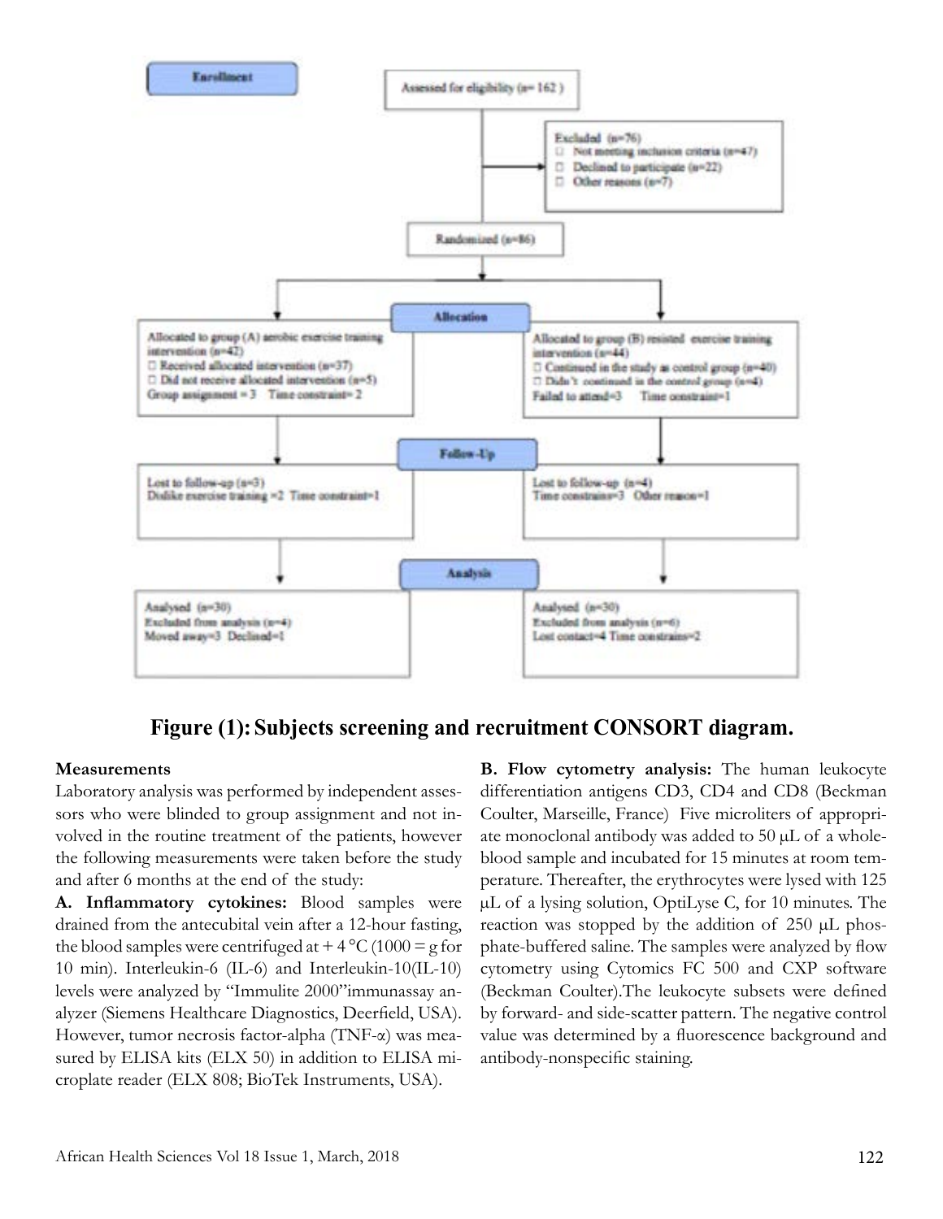Enrollment

Assessed for eligibility (n= 162 )

Excluded (n=76)
- Not meeting inclusion criteria (n=47)
- Declined to participate (n=22)
- Other reasons (n=7)

Randomized (n=86)

Allocation

Allocated to group (A) aerobic exercise training intervention (n=42)
- Received allocated intervention (n=37)
- Did not receive allocated intervention (n=5)

Group assignment = 3 Time constraint= 2

Allocated to group (B) resisted exercise training intervention (n=44)
- Continued in the study as control group (n=40)
- Didn't continued in the control group (n=4)

Failed to attend=3 Time constraint=1

Follow-Up

Lost to follow-up (n=3)
Dislike exercise training =2 Time constraint=1

Lost to follow-up (n=4)
Time constrains=3 Other reason=1

Analysis

Analysed (n=30)
Excluded from analysis (n=4)
Moved away=3 Declined=1

Analysed (n=30)
Excluded from analysis (n=6)
Lost contact=4 Time constrains=2

**Figure (1): Subjects screening and recruitment CONSORT diagram.**

**Measurements**

Laboratory analysis was performed by independent assessors who were blinded to group assignment and not involved in the routine treatment of the patients, however the following measurements were taken before the study and after 6 months at the end of the study:

**A. Inflammatory cytokines:** Blood samples were drained from the antecubital vein after a 12-hour fasting, the blood samples were centrifuged at + 4 °C (1000 = g for 10 min). Interleukin-6 (IL-6) and Interleukin-10(IL-10) levels were analyzed by "Immulite 2000"immunassay analyzer (Siemens Healthcare Diagnostics, Deerfield, USA). However, tumor necrosis factor-alpha (TNF-α) was measured by ELISA kits (ELX 50) in addition to ELISA microplate reader (ELX 808; BioTek Instruments, USA).

**B. Flow cytometry analysis:** The human leukocyte differentiation antigens CD3, CD4 and CD8 (Beckman Coulter, Marseille, France) Five microliters of appropriate monoclonal antibody was added to 50 μL of a whole-blood sample and incubated for 15 minutes at room temperature. Thereafter, the erythrocytes were lysed with 125 μL of a lysing solution, OptiLyse C, for 10 minutes. The reaction was stopped by the addition of 250 μL phosphate-buffered saline. The samples were analyzed by flow cytometry using Cytomics FC 500 and CXP software (Beckman Coulter).The leukocyte subsets were defined by forward- and side-scatter pattern. The negative control value was determined by a fluorescence background and antibody-nonspecific staining.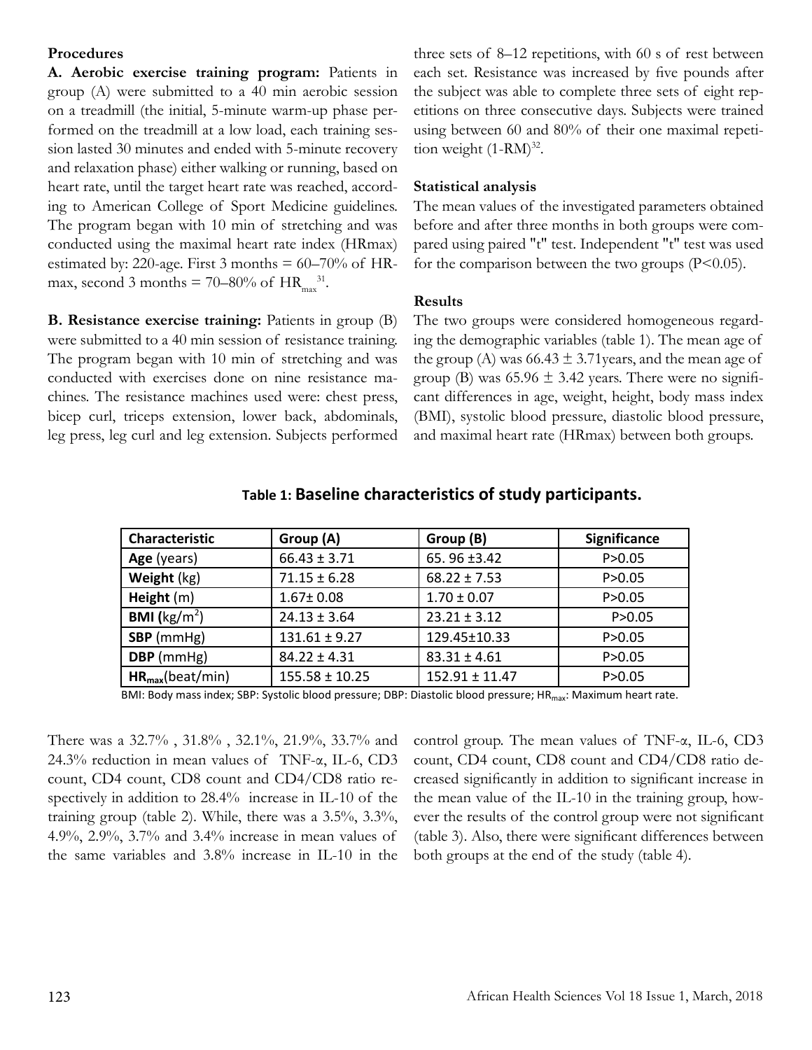### Procedures

**A. Aerobic exercise training program:** Patients in group (A) were submitted to a 40 min aerobic session on a treadmill (the initial, 5-minute warm-up phase performed on the treadmill at a low load, each training session lasted 30 minutes and ended with 5-minute recovery and relaxation phase) either walking or running, based on heart rate, until the target heart rate was reached, according to American College of Sport Medicine guidelines. The program began with 10 min of stretching and was conducted using the maximal heart rate index (HRmax) estimated by: 220-age. First 3 months = 60–70% of HRmax, second 3 months = 70–80% of $HR_{max}$[31].

**B. Resistance exercise training:** Patients in group (B) were submitted to a 40 min session of resistance training. The program began with 10 min of stretching and was conducted with exercises done on nine resistance machines. The resistance machines used were: chest press, bicep curl, triceps extension, lower back, abdominals, leg press, leg curl and leg extension. Subjects performed three sets of 8–12 repetitions, with 60 s of rest between each set. Resistance was increased by five pounds after the subject was able to complete three sets of eight repetitions on three consecutive days. Subjects were trained using between 60 and 80% of their one maximal repetition weight (1-RM)[32].

### Statistical analysis

The mean values of the investigated parameters obtained before and after three months in both groups were compared using paired "t" test. Independent "t" test was used for the comparison between the two groups ($P<0.05$).

### Results

The two groups were considered homogeneous regarding the demographic variables (table 1). The mean age of the group (A) was 66.43 ± 3.71years, and the mean age of group (B) was 65.96 ± 3.42 years. There were no significant differences in age, weight, height, body mass index (BMI), systolic blood pressure, diastolic blood pressure, and maximal heart rate (HRmax) between both groups.

**Table 1: Baseline characteristics of study participants.**

| Characteristic | Group (A) | Group (B) | Significance |
|---|---|---|---|
| **Age** (years) | 66.43 ± 3.71 | 65. 96 ±3.42 | P>0.05 |
| **Weight** (kg) | 71.15 ± 6.28 | 68.22 ± 7.53 | P>0.05 |
| **Height** (m) | 1.67± 0.08 | 1.70 ± 0.07 | P>0.05 |
| **BMI** ($kg/m^2$) | 24.13 ± 3.64 | 23.21 ± 3.12 | P>0.05 |
| **SBP** (mmHg) | 131.61 ± 9.27 | 129.45±10.33 | P>0.05 |
| **DBP** (mmHg) | 84.22 ± 4.31 | 83.31 ± 4.61 | P>0.05 |
| $HR_{max}$(beat/min) | 155.58 ± 10.25 | 152.91 ± 11.47 | P>0.05 |

BMI: Body mass index; SBP: Systolic blood pressure; DBP: Diastolic blood pressure; $HR_{max}$: Maximum heart rate.

There was a 32.7% , 31.8% , 32.1%, 21.9%, 33.7% and 24.3% reduction in mean values of TNF-α, IL-6, CD3 count, CD4 count, CD8 count and CD4/CD8 ratio respectively in addition to 28.4% increase in IL-10 of the training group (table 2). While, there was a 3.5%, 3.3%, 4.9%, 2.9%, 3.7% and 3.4% increase in mean values of the same variables and 3.8% increase in IL-10 in the control group. The mean values of TNF-α, IL-6, CD3 count, CD4 count, CD8 count and CD4/CD8 ratio decreased significantly in addition to significant increase in the mean value of the IL-10 in the training group, however the results of the control group were not significant (table 3). Also, there were significant differences between both groups at the end of the study (table 4).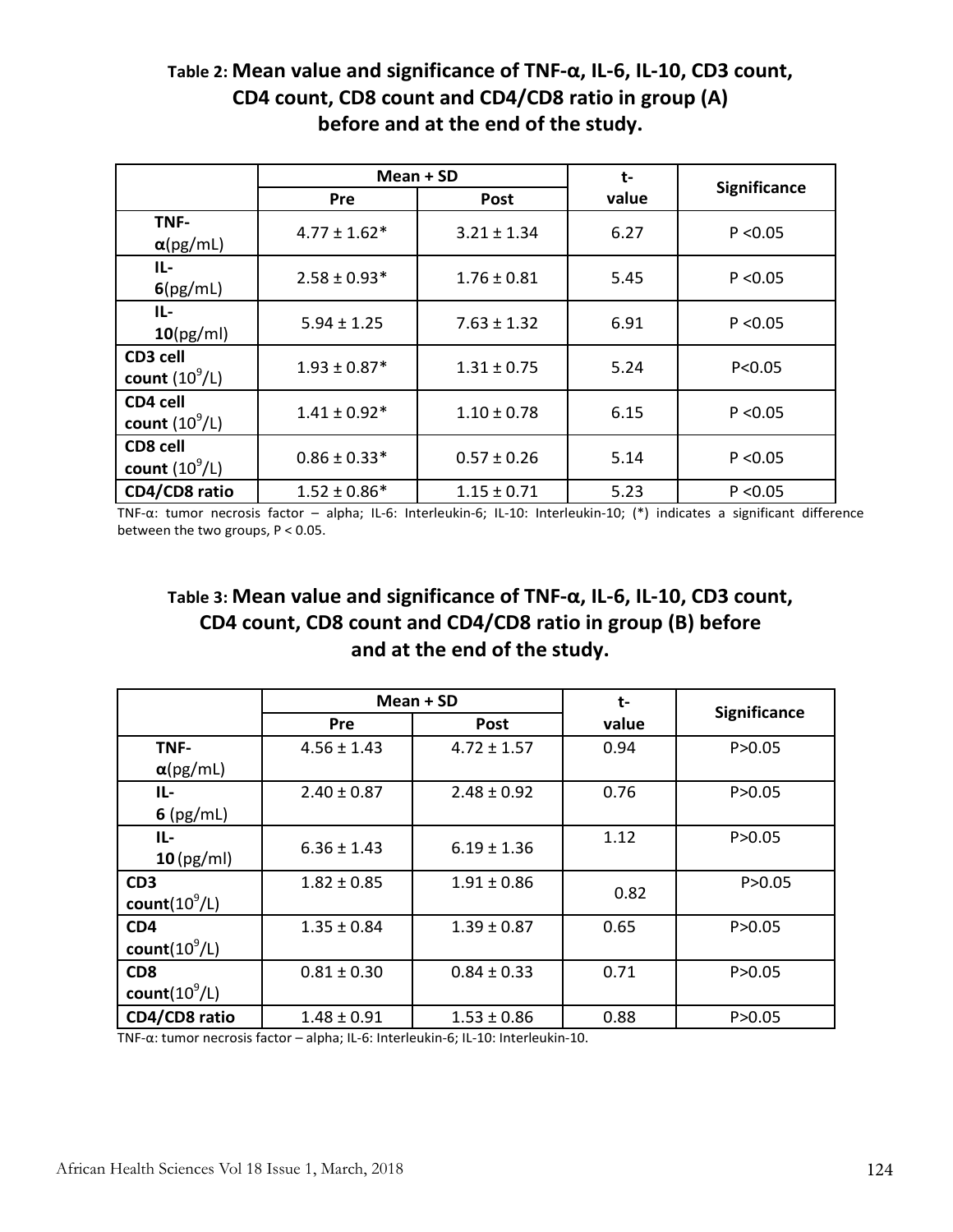**Table 2: Mean value and significance of TNF-α, IL-6, IL-10, CD3 count, CD4 count, CD8 count and CD4/CD8 ratio in group (A) before and at the end of the study.**

| | Mean + SD | | t-value | Significance |
|---|---|---|---|---|
| | Pre | Post | | |
| **TNF-α**(pg/mL) | 4.77 ± 1.62* | 3.21 ± 1.34 | 6.27 | P <0.05 |
| **IL-6**(pg/mL) | 2.58 ± 0.93* | 1.76 ± 0.81 | 5.45 | P <0.05 |
| **IL-10**(pg/ml) | 5.94 ± 1.25 | 7.63 ± 1.32 | 6.91 | P <0.05 |
| **CD3 cell count** ($10^9$/L) | 1.93 ± 0.87* | 1.31 ± 0.75 | 5.24 | P<0.05 |
| **CD4 cell count** ($10^9$/L) | 1.41 ± 0.92* | 1.10 ± 0.78 | 6.15 | P <0.05 |
| **CD8 cell count** ($10^9$/L) | 0.86 ± 0.33* | 0.57 ± 0.26 | 5.14 | P <0.05 |
| **CD4/CD8 ratio** | 1.52 ± 0.86* | 1.15 ± 0.71 | 5.23 | P <0.05 |

TNF-α: tumor necrosis factor – alpha; IL-6: Interleukin-6; IL-10: Interleukin-10; (*) indicates a significant difference between the two groups, P < 0.05.

**Table 3: Mean value and significance of TNF-α, IL-6, IL-10, CD3 count, CD4 count, CD8 count and CD4/CD8 ratio in group (B) before and at the end of the study.**

| | Mean + SD | | t-value | Significance |
|---|---|---|---|---|
| | Pre | Post | | |
| **TNF-α**(pg/mL) | 4.56 ± 1.43 | 4.72 ± 1.57 | 0.94 | P>0.05 |
| **IL-6** (pg/mL) | 2.40 ± 0.87 | 2.48 ± 0.92 | 0.76 | P>0.05 |
| **IL-10** (pg/ml) | 6.36 ± 1.43 | 6.19 ± 1.36 | 1.12 | P>0.05 |
| **CD3 count**($10^9$/L) | 1.82 ± 0.85 | 1.91 ± 0.86 | 0.82 | P>0.05 |
| **CD4 count**($10^9$/L) | 1.35 ± 0.84 | 1.39 ± 0.87 | 0.65 | P>0.05 |
| **CD8 count**($10^9$/L) | 0.81 ± 0.30 | 0.84 ± 0.33 | 0.71 | P>0.05 |
| **CD4/CD8 ratio** | 1.48 ± 0.91 | 1.53 ± 0.86 | 0.88 | P>0.05 |

TNF-α: tumor necrosis factor – alpha; IL-6: Interleukin-6; IL-10: Interleukin-10.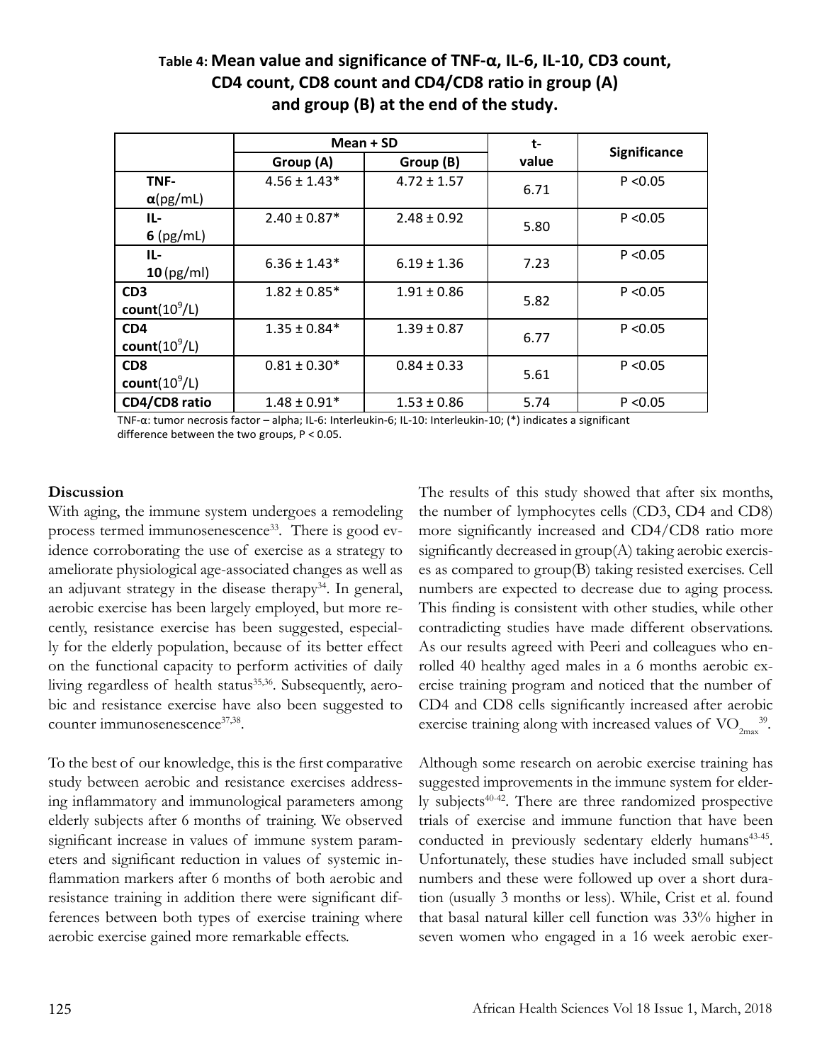**Table 4: Mean value and significance of TNF-α, IL-6, IL-10, CD3 count, CD4 count, CD8 count and CD4/CD8 ratio in group (A) and group (B) at the end of the study.**

| | Mean + SD | | t-value | Significance |
|---|---|---|---|---|
| | Group (A) | Group (B) | | |
| TNF-α(pg/mL) | 4.56 ± 1.43* | 4.72 ± 1.57 | 6.71 | P <0.05 |
| IL-6 (pg/mL) | 2.40 ± 0.87* | 2.48 ± 0.92 | 5.80 | P <0.05 |
| IL-10 (pg/ml) | 6.36 ± 1.43* | 6.19 ± 1.36 | 7.23 | P <0.05 |
| CD3 count($10^9$/L) | 1.82 ± 0.85* | 1.91 ± 0.86 | 5.82 | P <0.05 |
| CD4 count($10^9$/L) | 1.35 ± 0.84* | 1.39 ± 0.87 | 6.77 | P <0.05 |
| CD8 count($10^9$/L) | 0.81 ± 0.30* | 0.84 ± 0.33 | 5.61 | P <0.05 |
| CD4/CD8 ratio | 1.48 ± 0.91* | 1.53 ± 0.86 | 5.74 | P <0.05 |

TNF-α: tumor necrosis factor – alpha; IL-6: Interleukin-6; IL-10: Interleukin-10; (*) indicates a significant difference between the two groups, P < 0.05.

**Discussion**

With aging, the immune system undergoes a remodeling process termed immunosenescence[33]. There is good evidence corroborating the use of exercise as a strategy to ameliorate physiological age-associated changes as well as an adjuvant strategy in the disease therapy[34]. In general, aerobic exercise has been largely employed, but more recently, resistance exercise has been suggested, especially for the elderly population, because of its better effect on the functional capacity to perform activities of daily living regardless of health status[35,36]. Subsequently, aerobic and resistance exercise have also been suggested to counter immunosenescence[37,38].

To the best of our knowledge, this is the first comparative study between aerobic and resistance exercises addressing inflammatory and immunological parameters among elderly subjects after 6 months of training. We observed significant increase in values of immune system parameters and significant reduction in values of systemic inflammation markers after 6 months of both aerobic and resistance training in addition there were significant differences between both types of exercise training where aerobic exercise gained more remarkable effects.

The results of this study showed that after six months, the number of lymphocytes cells (CD3, CD4 and CD8) more significantly increased and CD4/CD8 ratio more significantly decreased in group(A) taking aerobic exercises as compared to group(B) taking resisted exercises. Cell numbers are expected to decrease due to aging process. This finding is consistent with other studies, while other contradicting studies have made different observations. As our results agreed with Peeri and colleagues who enrolled 40 healthy aged males in a 6 months aerobic exercise training program and noticed that the number of CD4 and CD8 cells significantly increased after aerobic exercise training along with increased values of $VO_{2max}$[39].

Although some research on aerobic exercise training has suggested improvements in the immune system for elderly subjects[40-42]. There are three randomized prospective trials of exercise and immune function that have been conducted in previously sedentary elderly humans[43-45]. Unfortunately, these studies have included small subject numbers and these were followed up over a short duration (usually 3 months or less). While, Crist et al. found that basal natural killer cell function was 33% higher in seven women who engaged in a 16 week aerobic exer-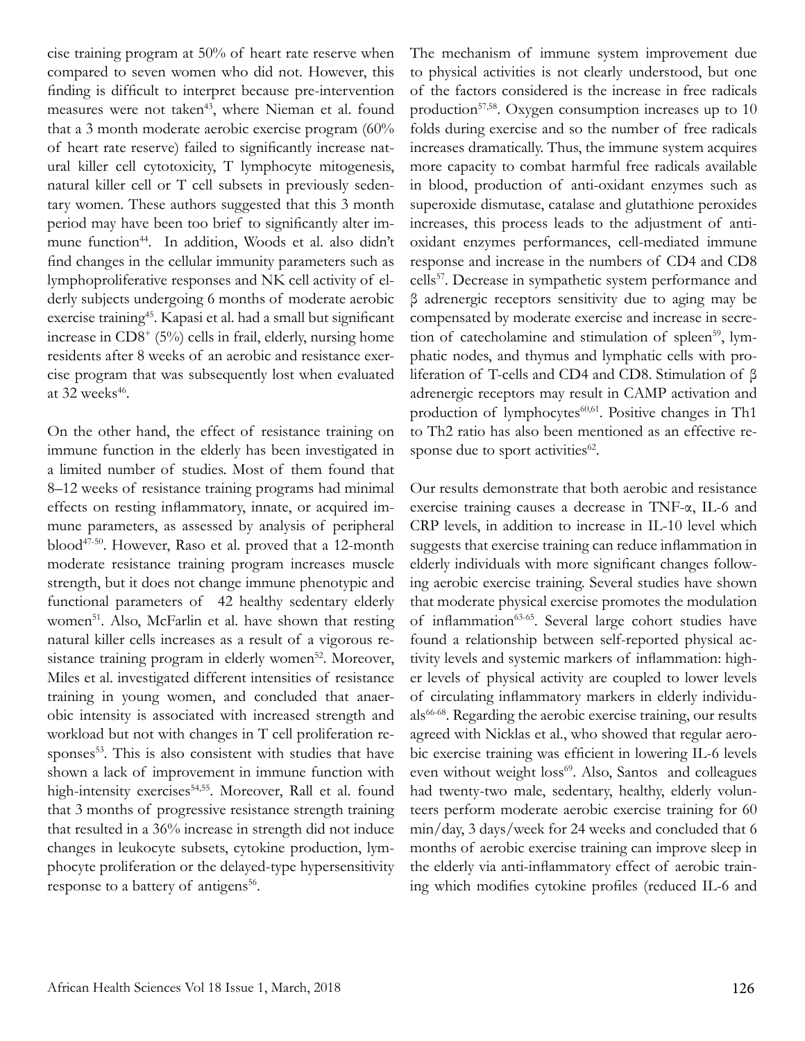cise training program at 50% of heart rate reserve when compared to seven women who did not. However, this finding is difficult to interpret because pre-intervention measures were not taken[43], where Nieman et al. found that a 3 month moderate aerobic exercise program (60% of heart rate reserve) failed to significantly increase natural killer cell cytotoxicity, T lymphocyte mitogenesis, natural killer cell or T cell subsets in previously sedentary women. These authors suggested that this 3 month period may have been too brief to significantly alter immune function[44]. In addition, Woods et al. also didn't find changes in the cellular immunity parameters such as lymphoproliferative responses and NK cell activity of elderly subjects undergoing 6 months of moderate aerobic exercise training[45]. Kapasi et al. had a small but significant increase in $CD8^+$ (5%) cells in frail, elderly, nursing home residents after 8 weeks of an aerobic and resistance exercise program that was subsequently lost when evaluated at 32 weeks[46].

On the other hand, the effect of resistance training on immune function in the elderly has been investigated in a limited number of studies. Most of them found that 8–12 weeks of resistance training programs had minimal effects on resting inflammatory, innate, or acquired immune parameters, as assessed by analysis of peripheral blood[47-50]. However, Raso et al. proved that a 12-month moderate resistance training program increases muscle strength, but it does not change immune phenotypic and functional parameters of 42 healthy sedentary elderly women[51]. Also, McFarlin et al. have shown that resting natural killer cells increases as a result of a vigorous resistance training program in elderly women[52]. Moreover, Miles et al. investigated different intensities of resistance training in young women, and concluded that anaerobic intensity is associated with increased strength and workload but not with changes in T cell proliferation responses[53]. This is also consistent with studies that have shown a lack of improvement in immune function with high-intensity exercises[54,55]. Moreover, Rall et al. found that 3 months of progressive resistance strength training that resulted in a 36% increase in strength did not induce changes in leukocyte subsets, cytokine production, lymphocyte proliferation or the delayed-type hypersensitivity response to a battery of antigens[56].

The mechanism of immune system improvement due to physical activities is not clearly understood, but one of the factors considered is the increase in free radicals production[57,58]. Oxygen consumption increases up to 10 folds during exercise and so the number of free radicals increases dramatically. Thus, the immune system acquires more capacity to combat harmful free radicals available in blood, production of anti-oxidant enzymes such as superoxide dismutase, catalase and glutathione peroxides increases, this process leads to the adjustment of anti-oxidant enzymes performances, cell-mediated immune response and increase in the numbers of CD4 and CD8 cells[57]. Decrease in sympathetic system performance and β adrenergic receptors sensitivity due to aging may be compensated by moderate exercise and increase in secretion of catecholamine and stimulation of spleen[59], lymphatic nodes, and thymus and lymphatic cells with proliferation of T-cells and CD4 and CD8. Stimulation of β adrenergic receptors may result in CAMP activation and production of lymphocytes[60,61]. Positive changes in Th1 to Th2 ratio has also been mentioned as an effective response due to sport activities[62].

Our results demonstrate that both aerobic and resistance exercise training causes a decrease in TNF-α, IL-6 and CRP levels, in addition to increase in IL-10 level which suggests that exercise training can reduce inflammation in elderly individuals with more significant changes following aerobic exercise training. Several studies have shown that moderate physical exercise promotes the modulation of inflammation[63-65]. Several large cohort studies have found a relationship between self-reported physical activity levels and systemic markers of inflammation: higher levels of physical activity are coupled to lower levels of circulating inflammatory markers in elderly individuals[66-68]. Regarding the aerobic exercise training, our results agreed with Nicklas et al., who showed that regular aerobic exercise training was efficient in lowering IL-6 levels even without weight loss[69]. Also, Santos and colleagues had twenty-two male, sedentary, healthy, elderly volunteers perform moderate aerobic exercise training for 60 min/day, 3 days/week for 24 weeks and concluded that 6 months of aerobic exercise training can improve sleep in the elderly via anti-inflammatory effect of aerobic training which modifies cytokine profiles (reduced IL-6 and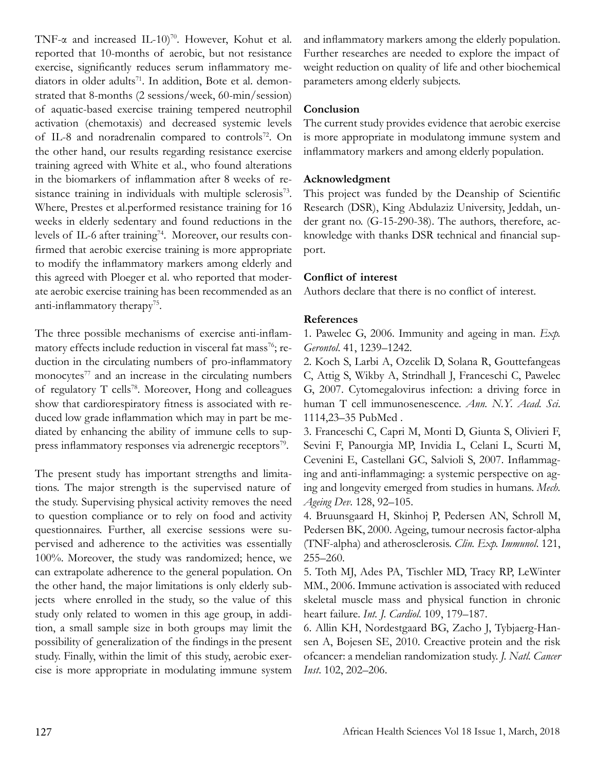TNF-α and increased IL-10)[70]. However, Kohut et al. reported that 10-months of aerobic, but not resistance exercise, significantly reduces serum inflammatory mediators in older adults[71]. In addition, Bote et al. demonstrated that 8-months (2 sessions/week, 60-min/session) of aquatic-based exercise training tempered neutrophil activation (chemotaxis) and decreased systemic levels of IL-8 and noradrenalin compared to controls[72]. On the other hand, our results regarding resistance exercise training agreed with White et al., who found alterations in the biomarkers of inflammation after 8 weeks of resistance training in individuals with multiple sclerosis[73]. Where, Prestes et al.performed resistance training for 16 weeks in elderly sedentary and found reductions in the levels of IL-6 after training[74]. Moreover, our results confirmed that aerobic exercise training is more appropriate to modify the inflammatory markers among elderly and this agreed with Ploeger et al. who reported that moderate aerobic exercise training has been recommended as an anti-inflammatory therapy[75].

The three possible mechanisms of exercise anti-inflammatory effects include reduction in visceral fat mass[76]; reduction in the circulating numbers of pro-inflammatory monocytes[77] and an increase in the circulating numbers of regulatory T cells[78]. Moreover, Hong and colleagues show that cardiorespiratory fitness is associated with reduced low grade inflammation which may in part be mediated by enhancing the ability of immune cells to suppress inflammatory responses via adrenergic receptors[79].

The present study has important strengths and limitations. The major strength is the supervised nature of the study. Supervising physical activity removes the need to question compliance or to rely on food and activity questionnaires. Further, all exercise sessions were supervised and adherence to the activities was essentially 100%. Moreover, the study was randomized; hence, we can extrapolate adherence to the general population. On the other hand, the major limitations is only elderly subjects where enrolled in the study, so the value of this study only related to women in this age group, in addition, a small sample size in both groups may limit the possibility of generalization of the findings in the present study. Finally, within the limit of this study, aerobic exercise is more appropriate in modulating immune system and inflammatory markers among the elderly population. Further researches are needed to explore the impact of weight reduction on quality of life and other biochemical parameters among elderly subjects.

**Conclusion**

The current study provides evidence that aerobic exercise is more appropriate in modulatong immune system and inflammatory markers and among elderly population.

**Acknowledgment**

This project was funded by the Deanship of Scientific Research (DSR), King Abdulaziz University, Jeddah, under grant no. (G-15-290-38). The authors, therefore, acknowledge with thanks DSR technical and financial support.

**Conflict of interest**

Authors declare that there is no conflict of interest.

**References**

1. Pawelec G, 2006. Immunity and ageing in man. *Exp. Gerontol*. 41, 1239–1242.

2. Koch S, Larbi A, Ozcelik D, Solana R, Gouttefangeas C, Attig S, Wikby A, Strindhall J, Franceschi C, Pawelec G, 2007. Cytomegalovirus infection: a driving force in human T cell immunosenescence. *Ann. N.Y. Acad. Sci*. 1114,23–35 PubMed .

3. Franceschi C, Capri M, Monti D, Giunta S, Olivieri F, Sevini F, Panourgia MP, Invidia L, Celani L, Scurti M, Cevenini E, Castellani GC, Salvioli S, 2007. Inflammaging and anti-inflammaging: a systemic perspective on aging and longevity emerged from studies in humans. *Mech. Ageing Dev*. 128, 92–105.

4. Bruunsgaard H, Skinhoj P, Pedersen AN, Schroll M, Pedersen BK, 2000. Ageing, tumour necrosis factor-alpha (TNF-alpha) and atherosclerosis. *Clin. Exp. Immunol*. 121, 255–260.

5. Toth MJ, Ades PA, Tischler MD, Tracy RP, LeWinter MM., 2006. Immune activation is associated with reduced skeletal muscle mass and physical function in chronic heart failure. *Int. J. Cardiol*. 109, 179–187.

6. Allin KH, Nordestgaard BG, Zacho J, Tybjaerg-Hansen A, Bojesen SE, 2010. Creactive protein and the risk ofcancer: a mendelian randomization study. *J. Natl. Cancer Inst*. 102, 202–206.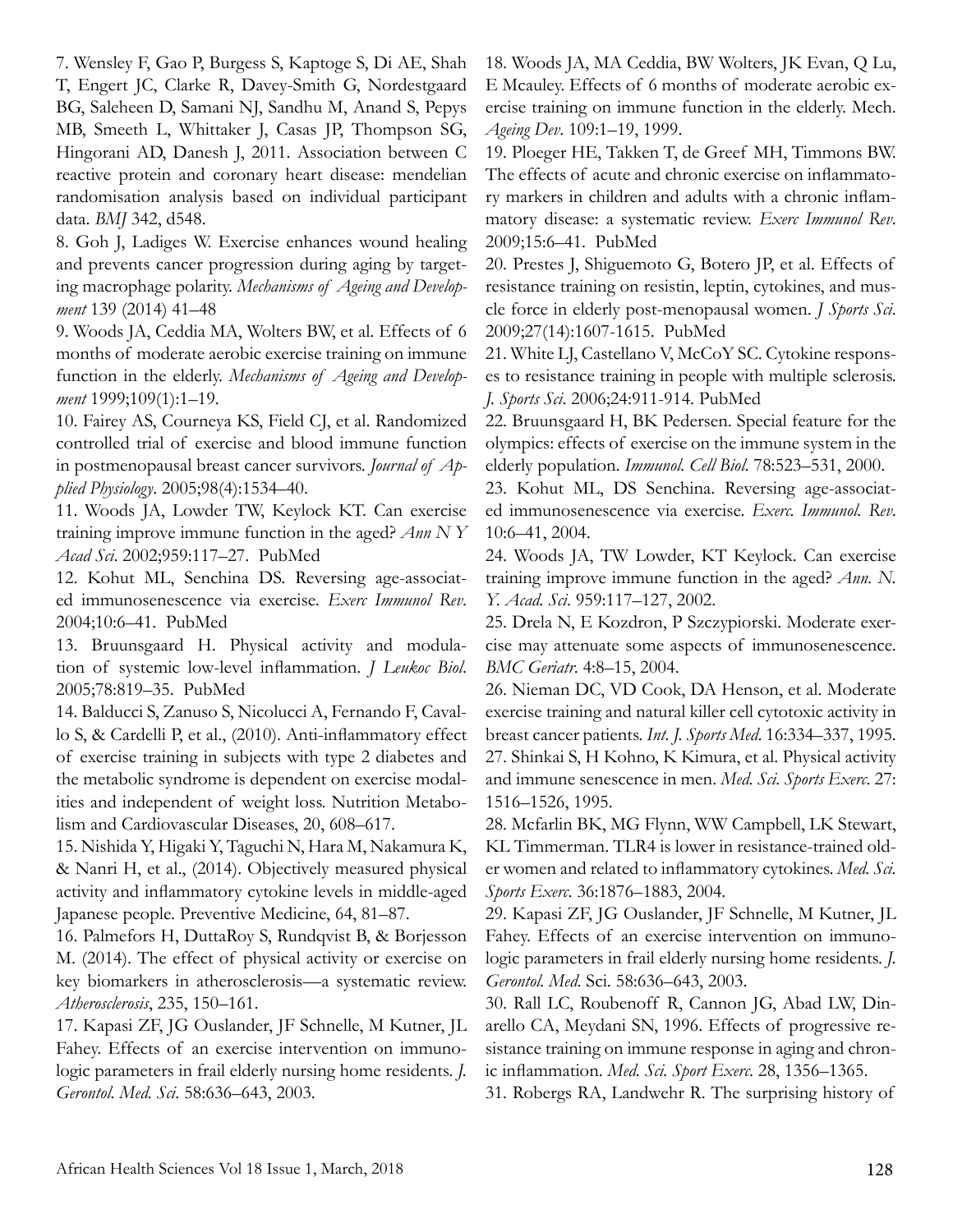7. Wensley F, Gao P, Burgess S, Kaptoge S, Di AE, Shah T, Engert JC, Clarke R, Davey-Smith G, Nordestgaard BG, Saleheen D, Samani NJ, Sandhu M, Anand S, Pepys MB, Smeeth L, Whittaker J, Casas JP, Thompson SG, Hingorani AD, Danesh J, 2011. Association between C reactive protein and coronary heart disease: mendelian randomisation analysis based on individual participant data. *BMJ* 342, d548.

8. Goh J, Ladiges W. Exercise enhances wound healing and prevents cancer progression during aging by targeting macrophage polarity. *Mechanisms of Ageing and Development* 139 (2014) 41–48

9. Woods JA, Ceddia MA, Wolters BW, et al. Effects of 6 months of moderate aerobic exercise training on immune function in the elderly. *Mechanisms of Ageing and Development* 1999;109(1):1–19.

10. Fairey AS, Courneya KS, Field CJ, et al. Randomized controlled trial of exercise and blood immune function in postmenopausal breast cancer survivors. *Journal of Applied Physiology*. 2005;98(4):1534–40.

11. Woods JA, Lowder TW, Keylock KT. Can exercise training improve immune function in the aged? *Ann N Y Acad Sci*. 2002;959:117–27. PubMed

12. Kohut ML, Senchina DS. Reversing age-associated immunosenescence via exercise. *Exerc Immunol Rev*. 2004;10:6–41. PubMed

13. Bruunsgaard H. Physical activity and modulation of systemic low-level inflammation. *J Leukoc Biol*. 2005;78:819–35. PubMed

14. Balducci S, Zanuso S, Nicolucci A, Fernando F, Cavallo S, & Cardelli P, et al., (2010). Anti-inflammatory effect of exercise training in subjects with type 2 diabetes and the metabolic syndrome is dependent on exercise modalities and independent of weight loss. Nutrition Metabolism and Cardiovascular Diseases, 20, 608–617.

15. Nishida Y, Higaki Y, Taguchi N, Hara M, Nakamura K, & Nanri H, et al., (2014). Objectively measured physical activity and inflammatory cytokine levels in middle-aged Japanese people. Preventive Medicine, 64, 81–87.

16. Palmefors H, DuttaRoy S, Rundqvist B, & Borjesson M. (2014). The effect of physical activity or exercise on key biomarkers in atherosclerosis—a systematic review. *Atherosclerosis*, 235, 150–161.

17. Kapasi ZF, JG Ouslander, JF Schnelle, M Kutner, JL Fahey. Effects of an exercise intervention on immunologic parameters in frail elderly nursing home residents. *J. Gerontol. Med. Sci*. 58:636–643, 2003.

18. Woods JA, MA Ceddia, BW Wolters, JK Evan, Q Lu, E Mcauley. Effects of 6 months of moderate aerobic exercise training on immune function in the elderly. Mech. *Ageing Dev*. 109:1–19, 1999.

19. Ploeger HE, Takken T, de Greef MH, Timmons BW. The effects of acute and chronic exercise on inflammatory markers in children and adults with a chronic inflammatory disease: a systematic review. *Exerc Immunol Rev*. 2009;15:6–41. PubMed

20. Prestes J, Shiguemoto G, Botero JP, et al. Effects of resistance training on resistin, leptin, cytokines, and muscle force in elderly post-menopausal women. *J Sports Sci*. 2009;27(14):1607-1615. PubMed

21. White LJ, Castellano V, McCoY SC. Cytokine responses to resistance training in people with multiple sclerosis. *J. Sports Sci*. 2006;24:911-914. PubMed

22. Bruunsgaard H, BK Pedersen. Special feature for the olympics: effects of exercise on the immune system in the elderly population. *Immunol. Cell Biol*. 78:523–531, 2000.

23. Kohut ML, DS Senchina. Reversing age-associated immunosenescence via exercise. *Exerc. Immunol. Rev*. 10:6–41, 2004.

24. Woods JA, TW Lowder, KT Keylock. Can exercise training improve immune function in the aged? *Ann. N. Y. Acad. Sci*. 959:117–127, 2002.

25. Drela N, E Kozdron, P Szczypiorski. Moderate exercise may attenuate some aspects of immunosenescence. *BMC Geriatr*. 4:8–15, 2004.

26. Nieman DC, VD Cook, DA Henson, et al. Moderate exercise training and natural killer cell cytotoxic activity in breast cancer patients. *Int. J. Sports Med*. 16:334–337, 1995.

27. Shinkai S, H Kohno, K Kimura, et al. Physical activity and immune senescence in men. *Med. Sci. Sports Exerc*. 27: 1516–1526, 1995.

28. Mcfarlin BK, MG Flynn, WW Campbell, LK Stewart, KL Timmerman. TLR4 is lower in resistance-trained older women and related to inflammatory cytokines. *Med. Sci. Sports Exerc*. 36:1876–1883, 2004.

29. Kapasi ZF, JG Ouslander, JF Schnelle, M Kutner, JL Fahey. Effects of an exercise intervention on immunologic parameters in frail elderly nursing home residents. *J. Gerontol. Med.* Sci. 58:636–643, 2003.

30. Rall LC, Roubenoff R, Cannon JG, Abad LW, Dinarello CA, Meydani SN, 1996. Effects of progressive resistance training on immune response in aging and chronic inflammation. *Med. Sci. Sport Exerc.* 28, 1356–1365.

31. Robergs RA, Landwehr R. The surprising history of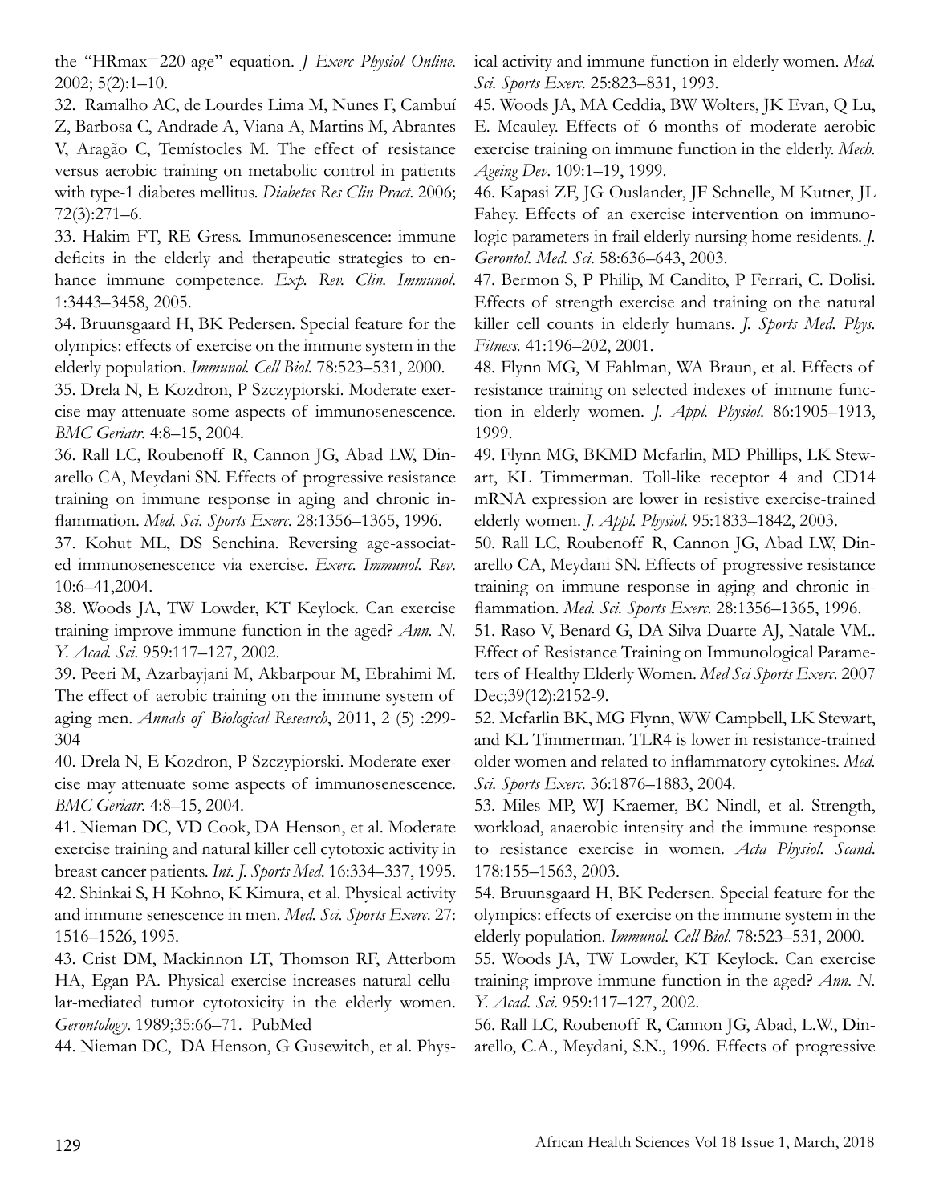the “HRmax=220-age” equation. *J Exerc Physiol Online*. 2002; 5(2):1–10.

32. Ramalho AC, de Lourdes Lima M, Nunes F, Cambuí Z, Barbosa C, Andrade A, Viana A, Martins M, Abrantes V, Aragão C, Temístocles M. The effect of resistance versus aerobic training on metabolic control in patients with type-1 diabetes mellitus. *Diabetes Res Clin Pract*. 2006; 72(3):271–6.

33. Hakim FT, RE Gress. Immunosenescence: immune deficits in the elderly and therapeutic strategies to enhance immune competence. *Exp. Rev. Clin. Immunol*. 1:3443–3458, 2005.

34. Bruunsgaard H, BK Pedersen. Special feature for the olympics: effects of exercise on the immune system in the elderly population. *Immunol. Cell Biol*. 78:523–531, 2000.

35. Drela N, E Kozdron, P Szczypiorski. Moderate exercise may attenuate some aspects of immunosenescence. *BMC Geriatr*. 4:8–15, 2004.

36. Rall LC, Roubenoff R, Cannon JG, Abad LW, Dinarello CA, Meydani SN. Effects of progressive resistance training on immune response in aging and chronic inflammation. *Med. Sci. Sports Exerc*. 28:1356–1365, 1996.

37. Kohut ML, DS Senchina. Reversing age-associated immunosenescence via exercise. *Exerc. Immunol. Rev*. 10:6–41,2004.

38. Woods JA, TW Lowder, KT Keylock. Can exercise training improve immune function in the aged? *Ann. N. Y. Acad. Sci*. 959:117–127, 2002.

39. Peeri M, Azarbayjani M, Akbarpour M, Ebrahimi M. The effect of aerobic training on the immune system of aging men. *Annals of Biological Research*, 2011, 2 (5) :299-304

40. Drela N, E Kozdron, P Szczypiorski. Moderate exercise may attenuate some aspects of immunosenescence. *BMC Geriatr*. 4:8–15, 2004.

41. Nieman DC, VD Cook, DA Henson, et al. Moderate exercise training and natural killer cell cytotoxic activity in breast cancer patients. *Int. J. Sports Med*. 16:334–337, 1995.

42. Shinkai S, H Kohno, K Kimura, et al. Physical activity and immune senescence in men. *Med. Sci. Sports Exerc*. 27: 1516–1526, 1995.

43. Crist DM, Mackinnon LT, Thomson RF, Atterbom HA, Egan PA. Physical exercise increases natural cellular-mediated tumor cytotoxicity in the elderly women. *Gerontology*. 1989;35:66–71. PubMed

44. Nieman DC, DA Henson, G Gusewitch, et al. Physical activity and immune function in elderly women. *Med. Sci. Sports Exerc*. 25:823–831, 1993.

45. Woods JA, MA Ceddia, BW Wolters, JK Evan, Q Lu, E. Mcauley. Effects of 6 months of moderate aerobic exercise training on immune function in the elderly. *Mech. Ageing Dev*. 109:1–19, 1999.

46. Kapasi ZF, JG Ouslander, JF Schnelle, M Kutner, JL Fahey. Effects of an exercise intervention on immunologic parameters in frail elderly nursing home residents. *J. Gerontol. Med. Sci*. 58:636–643, 2003.

47. Bermon S, P Philip, M Candito, P Ferrari, C. Dolisi. Effects of strength exercise and training on the natural killer cell counts in elderly humans. *J. Sports Med. Phys. Fitness*. 41:196–202, 2001.

48. Flynn MG, M Fahlman, WA Braun, et al. Effects of resistance training on selected indexes of immune function in elderly women. *J. Appl. Physiol*. 86:1905–1913, 1999.

49. Flynn MG, BKMD Mcfarlin, MD Phillips, LK Stewart, KL Timmerman. Toll-like receptor 4 and CD14 mRNA expression are lower in resistive exercise-trained elderly women. *J. Appl. Physiol*. 95:1833–1842, 2003.

50. Rall LC, Roubenoff R, Cannon JG, Abad LW, Dinarello CA, Meydani SN. Effects of progressive resistance training on immune response in aging and chronic inflammation. *Med. Sci. Sports Exerc*. 28:1356–1365, 1996.

51. Raso V, Benard G, DA Silva Duarte AJ, Natale VM.. Effect of Resistance Training on Immunological Parameters of Healthy Elderly Women. *Med Sci Sports Exerc*. 2007 Dec;39(12):2152-9.

52. Mcfarlin BK, MG Flynn, WW Campbell, LK Stewart, and KL Timmerman. TLR4 is lower in resistance-trained older women and related to inflammatory cytokines. *Med. Sci. Sports Exerc*. 36:1876–1883, 2004.

53. Miles MP, WJ Kraemer, BC Nindl, et al. Strength, workload, anaerobic intensity and the immune response to resistance exercise in women. *Acta Physiol. Scand*. 178:155–1563, 2003.

54. Bruunsgaard H, BK Pedersen. Special feature for the olympics: effects of exercise on the immune system in the elderly population. *Immunol. Cell Biol*. 78:523–531, 2000.

55. Woods JA, TW Lowder, KT Keylock. Can exercise training improve immune function in the aged? *Ann. N. Y. Acad. Sci*. 959:117–127, 2002.

56. Rall LC, Roubenoff R, Cannon JG, Abad, L.W., Dinarello, C.A., Meydani, S.N., 1996. Effects of progressive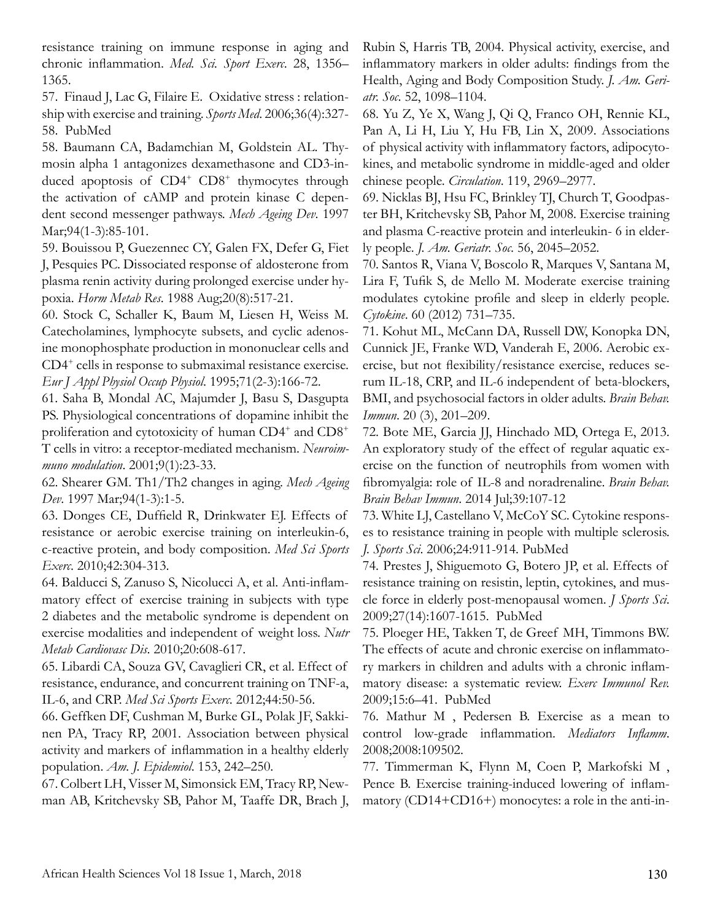resistance training on immune response in aging and chronic inflammation. *Med. Sci. Sport Exerc*. 28, 1356–1365.

57. Finaud J, Lac G, Filaire E. Oxidative stress : relationship with exercise and training. *Sports Med*. 2006;36(4):327-58. PubMed

58. Baumann CA, Badamchian M, Goldstein AL. Thymosin alpha 1 antagonizes dexamethasone and CD3-induced apoptosis of $CD4^+$ $CD8^+$ thymocytes through the activation of cAMP and protein kinase C dependent second messenger pathways. *Mech Ageing Dev*. 1997 Mar;94(1-3):85-101.

59. Bouissou P, Guezennec CY, Galen FX, Defer G, Fiet J, Pesquies PC. Dissociated response of aldosterone from plasma renin activity during prolonged exercise under hypoxia. *Horm Metab Res*. 1988 Aug;20(8):517-21.

60. Stock C, Schaller K, Baum M, Liesen H, Weiss M. Catecholamines, lymphocyte subsets, and cyclic adenosine monophosphate production in mononuclear cells and $CD4^+$ cells in response to submaximal resistance exercise. *Eur J Appl Physiol Occup Physiol*. 1995;71(2-3):166-72.

61. Saha B, Mondal AC, Majumder J, Basu S, Dasgupta PS. Physiological concentrations of dopamine inhibit the proliferation and cytotoxicity of human $CD4^+$ and $CD8^+$ T cells in vitro: a receptor-mediated mechanism. *Neuroimmuno modulation*. 2001;9(1):23-33.

62. Shearer GM. Th1/Th2 changes in aging. *Mech Ageing Dev*. 1997 Mar;94(1-3):1-5.

63. Donges CE, Duffield R, Drinkwater EJ. Effects of resistance or aerobic exercise training on interleukin-6, c-reactive protein, and body composition. *Med Sci Sports Exerc*. 2010;42:304-313.

64. Balducci S, Zanuso S, Nicolucci A, et al. Anti-inflammatory effect of exercise training in subjects with type 2 diabetes and the metabolic syndrome is dependent on exercise modalities and independent of weight loss. *Nutr Metab Cardiovasc Dis*. 2010;20:608-617.

65. Libardi CA, Souza GV, Cavaglieri CR, et al. Effect of resistance, endurance, and concurrent training on TNF-a, IL-6, and CRP. *Med Sci Sports Exerc*. 2012;44:50-56.

66. Geffken DF, Cushman M, Burke GL, Polak JF, Sakkinen PA, Tracy RP, 2001. Association between physical activity and markers of inflammation in a healthy elderly population. *Am. J. Epidemiol*. 153, 242–250.

67. Colbert LH, Visser M, Simonsick EM, Tracy RP, Newman AB, Kritchevsky SB, Pahor M, Taaffe DR, Brach J, Rubin S, Harris TB, 2004. Physical activity, exercise, and inflammatory markers in older adults: findings from the Health, Aging and Body Composition Study. *J. Am. Geriatr. Soc*. 52, 1098–1104.

68. Yu Z, Ye X, Wang J, Qi Q, Franco OH, Rennie KL, Pan A, Li H, Liu Y, Hu FB, Lin X, 2009. Associations of physical activity with inflammatory factors, adipocytokines, and metabolic syndrome in middle-aged and older chinese people. *Circulation*. 119, 2969–2977.

69. Nicklas BJ, Hsu FC, Brinkley TJ, Church T, Goodpaster BH, Kritchevsky SB, Pahor M, 2008. Exercise training and plasma C-reactive protein and interleukin- 6 in elderly people. *J. Am. Geriatr. Soc*. 56, 2045–2052.

70. Santos R, Viana V, Boscolo R, Marques V, Santana M, Lira F, Tufik S, de Mello M. Moderate exercise training modulates cytokine profile and sleep in elderly people. *Cytokine*. 60 (2012) 731–735.

71. Kohut ML, McCann DA, Russell DW, Konopka DN, Cunnick JE, Franke WD, Vanderah E, 2006. Aerobic exercise, but not flexibility/resistance exercise, reduces serum IL-18, CRP, and IL-6 independent of beta-blockers, BMI, and psychosocial factors in older adults. *Brain Behav. Immun*. 20 (3), 201–209.

72. Bote ME, Garcia JJ, Hinchado MD, Ortega E, 2013. An exploratory study of the effect of regular aquatic exercise on the function of neutrophils from women with fibromyalgia: role of IL-8 and noradrenaline. *Brain Behav. Brain Behav Immun*. 2014 Jul;39:107-12

73. White LJ, Castellano V, McCoY SC. Cytokine responses to resistance training in people with multiple sclerosis. *J. Sports Sci*. 2006;24:911-914. PubMed

74. Prestes J, Shiguemoto G, Botero JP, et al. Effects of resistance training on resistin, leptin, cytokines, and muscle force in elderly post-menopausal women. *J Sports Sci*. 2009;27(14):1607-1615. PubMed

75. Ploeger HE, Takken T, de Greef MH, Timmons BW. The effects of acute and chronic exercise on inflammatory markers in children and adults with a chronic inflammatory disease: a systematic review. *Exerc Immunol Rev*. 2009;15:6–41. PubMed

76. Mathur M , Pedersen B. Exercise as a mean to control low-grade inflammation. *Mediators Inflamm*. 2008;2008:109502.

77. Timmerman K, Flynn M, Coen P, Markofski M , Pence B. Exercise training-induced lowering of inflammatory (CD14+CD16+) monocytes: a role in the anti-in-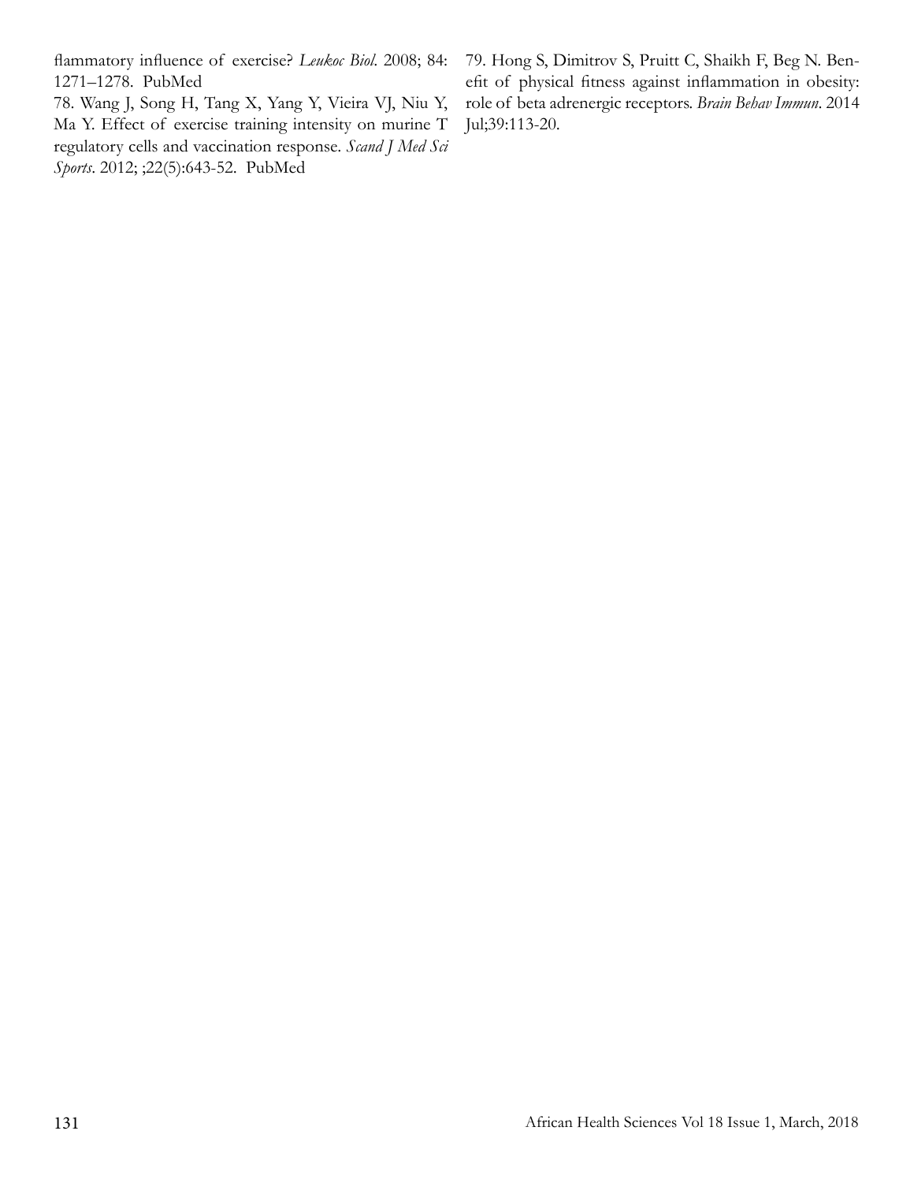flammatory influence of exercise? *Leukoc Biol*. 2008; 84: 1271–1278. PubMed

78. Wang J, Song H, Tang X, Yang Y, Vieira VJ, Niu Y, Ma Y. Effect of exercise training intensity on murine T regulatory cells and vaccination response. *Scand J Med Sci Sports*. 2012; ;22(5):643-52. PubMed

79. Hong S, Dimitrov S, Pruitt C, Shaikh F, Beg N. Benefit of physical fitness against inflammation in obesity: role of beta adrenergic receptors. *Brain Behav Immun*. 2014 Jul;39:113-20.